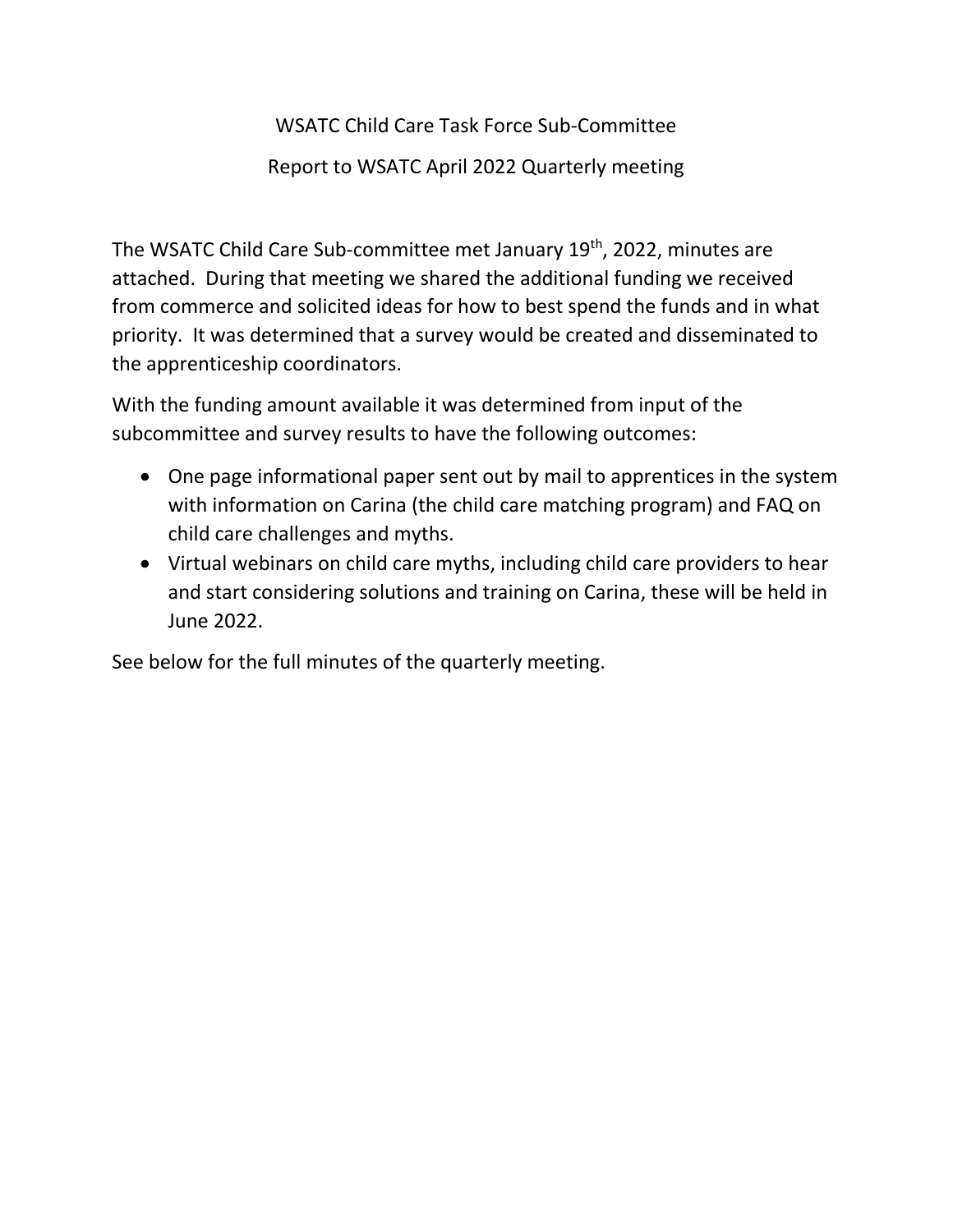WSATC Child Care Task Force Sub-Committee

Report to WSATC April 2022 Quarterly meeting

The WSATC Child Care Sub-committee met January 19th, 2022, minutes are attached. During that meeting we shared the additional funding we received from commerce and solicited ideas for how to best spend the funds and in what priority. It was determined that a survey would be created and disseminated to the apprenticeship coordinators.

With the funding amount available it was determined from input of the subcommittee and survey results to have the following outcomes:

- One page informational paper sent out by mail to apprentices in the system with information on Carina (the child care matching program) and FAQ on child care challenges and myths.
- Virtual webinars on child care myths, including child care providers to hear and start considering solutions and training on Carina, these will be held in June 2022.

See below for the full minutes of the quarterly meeting.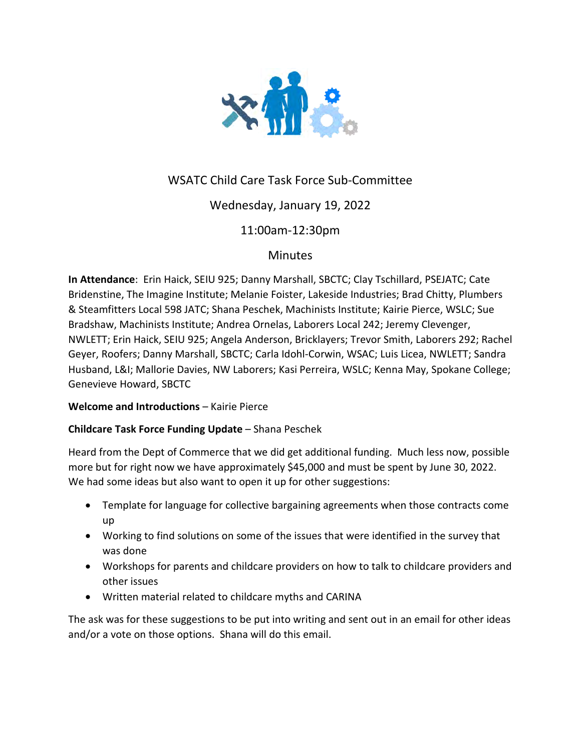WSATC Child Care Task Force Sub-Committee

Wednesday, January 19, 2022

11:00am-12:30pm

Minutes

**In Attendance**: Erin Haick, SEIU 925; Danny Marshall, SBCTC; Clay Tschillard, PSEJATC; Cate Bridenstine, The Imagine Institute; Melanie Foister, Lakeside Industries; Brad Chitty, Plumbers & Steamfitters Local 598 JATC; Shana Peschek, Machinists Institute; Kairie Pierce, WSLC; Sue Bradshaw, Machinists Institute; Andrea Ornelas, Laborers Local 242; Jeremy Clevenger, NWLETT; Erin Haick, SEIU 925; Angela Anderson, Bricklayers; Trevor Smith, Laborers 292; Rachel Geyer, Roofers; Danny Marshall, SBCTC; Carla Idohl-Corwin, WSAC; Luis Licea, NWLETT; Sandra Husband, L&I; Mallorie Davies, NW Laborers; Kasi Perreira, WSLC; Kenna May, Spokane College; Genevieve Howard, SBCTC

**Welcome and Introductions** – Kairie Pierce

**Childcare Task Force Funding Update** – Shana Peschek

Heard from the Dept of Commerce that we did get additional funding. Much less now, possible more but for right now we have approximately $45,000 and must be spent by June 30, 2022. We had some ideas but also want to open it up for other suggestions:

- Template for language for collective bargaining agreements when those contracts come up
- Working to find solutions on some of the issues that were identified in the survey that was done
- Workshops for parents and childcare providers on how to talk to childcare providers and other issues
- Written material related to childcare myths and CARINA

The ask was for these suggestions to be put into writing and sent out in an email for other ideas and/or a vote on those options. Shana will do this email.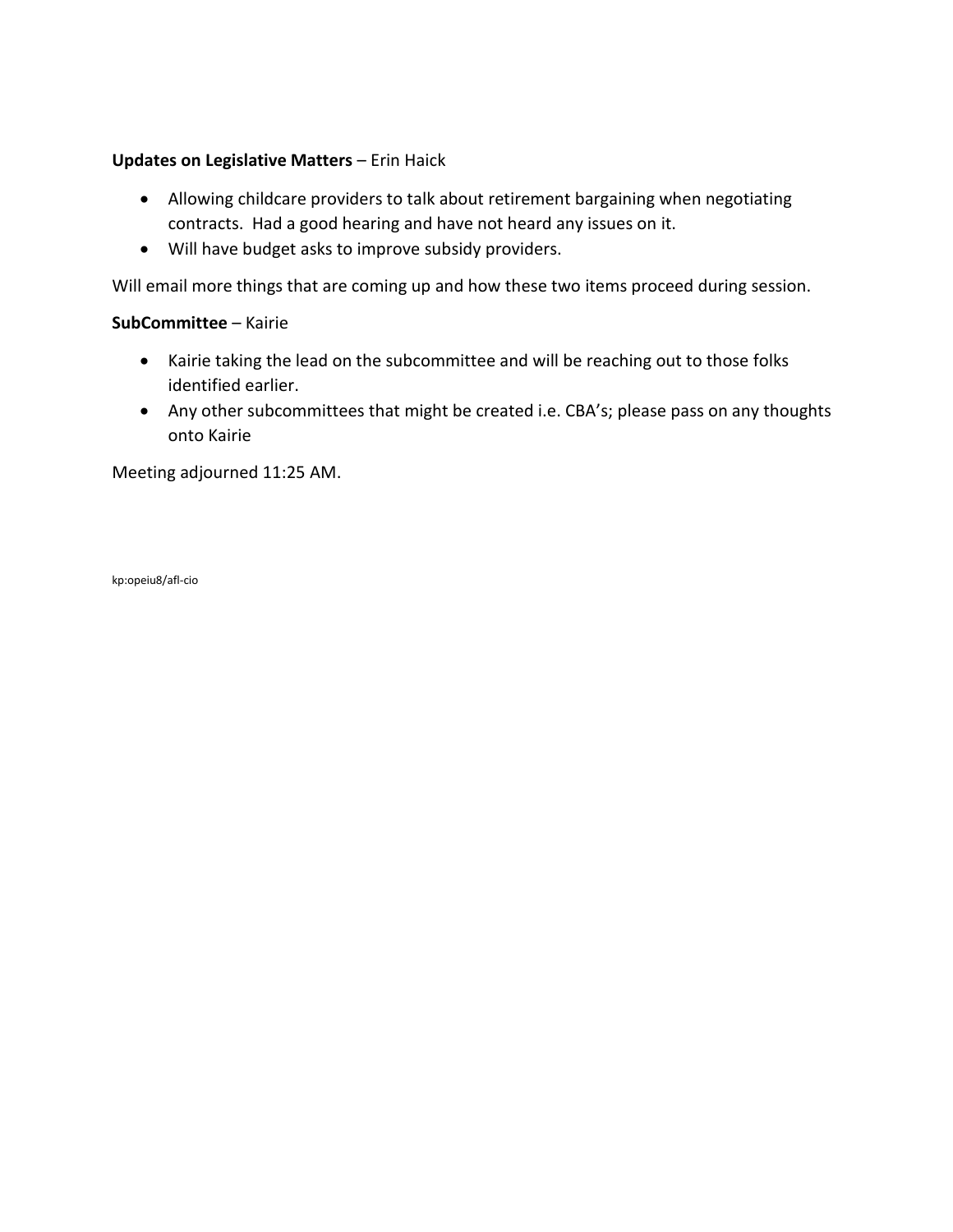**Updates on Legislative Matters** – Erin Haick

- Allowing childcare providers to talk about retirement bargaining when negotiating contracts.  Had a good hearing and have not heard any issues on it.
- Will have budget asks to improve subsidy providers.

Will email more things that are coming up and how these two items proceed during session.

**SubCommittee** – Kairie

- Kairie taking the lead on the subcommittee and will be reaching out to those folks identified earlier.
- Any other subcommittees that might be created i.e. CBA's; please pass on any thoughts onto Kairie

Meeting adjourned 11:25 AM.

kp:opeiu8/afl-cio